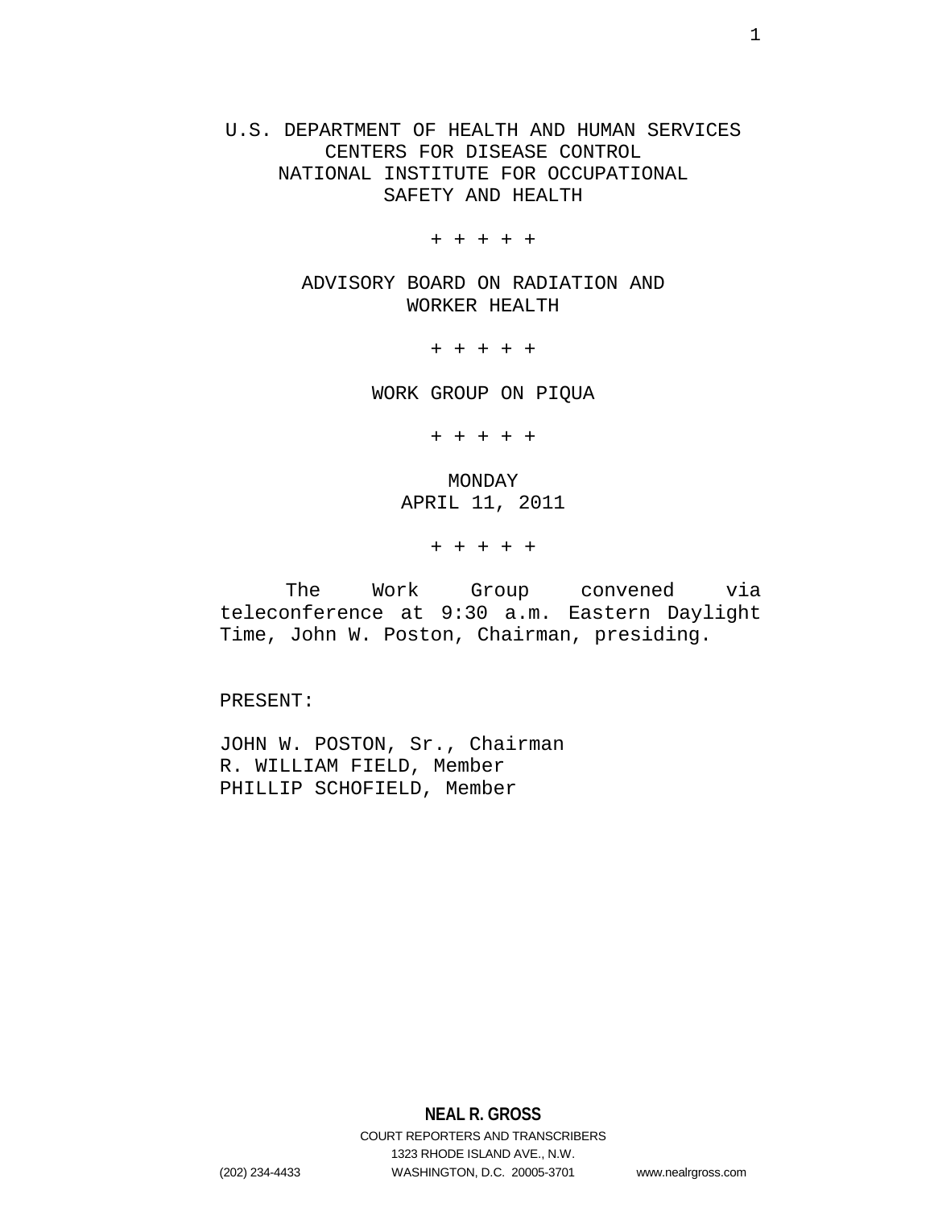U.S. DEPARTMENT OF HEALTH AND HUMAN SERVICES
CENTERS FOR DISEASE CONTROL
NATIONAL INSTITUTE FOR OCCUPATIONAL
SAFETY AND HEALTH

+ + + + +

ADVISORY BOARD ON RADIATION AND
WORKER HEALTH

+ + + + +

WORK GROUP ON PIQUA

+ + + + +

MONDAY
APRIL 11, 2011

+ + + + +

The Work Group convened via teleconference at 9:30 a.m. Eastern Daylight Time, John W. Poston, Chairman, presiding.

PRESENT:

JOHN W. POSTON, Sr., Chairman
R. WILLIAM FIELD, Member
PHILLIP SCHOFIELD, Member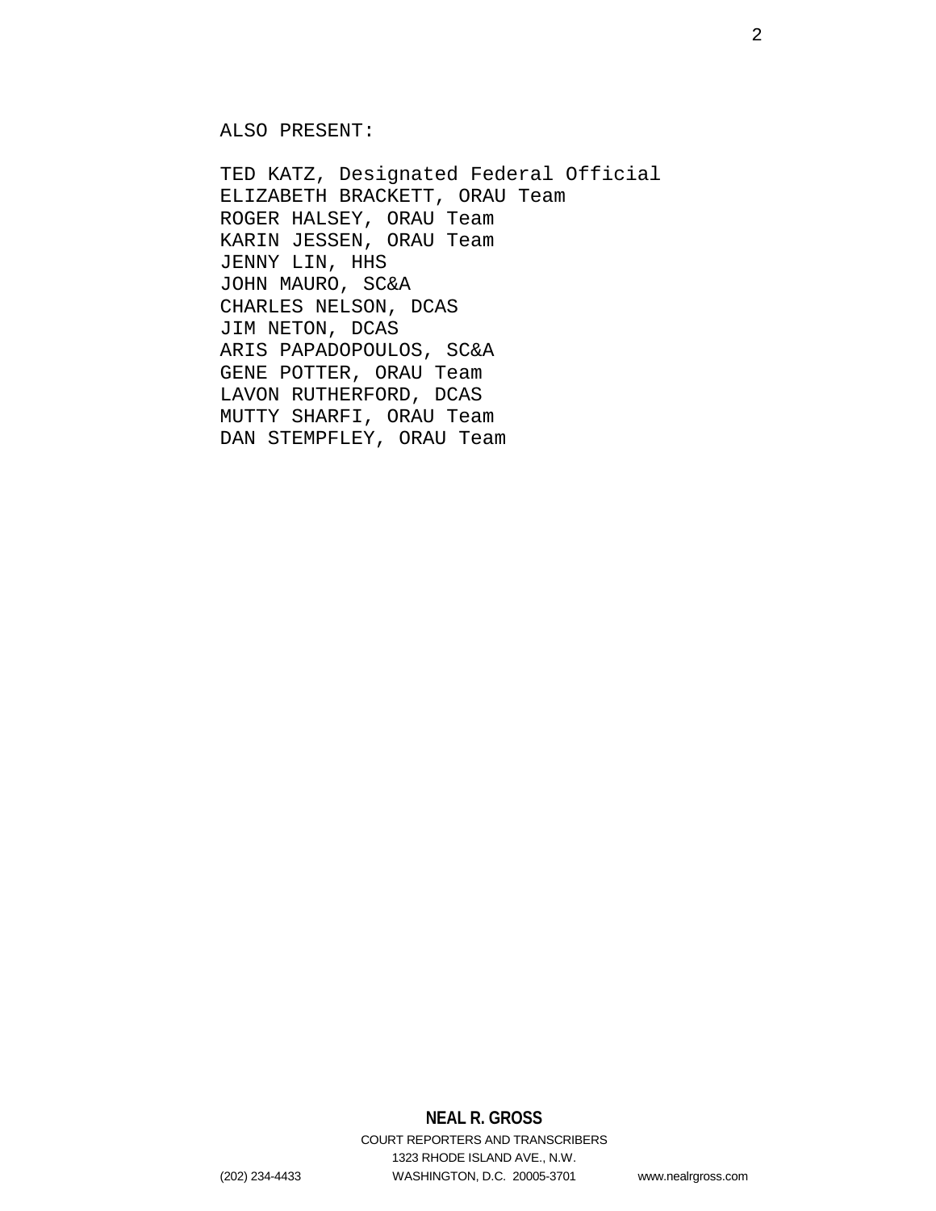ALSO PRESENT:

TED KATZ, Designated Federal Official
ELIZABETH BRACKETT, ORAU Team
ROGER HALSEY, ORAU Team
KARIN JESSEN, ORAU Team
JENNY LIN, HHS
JOHN MAURO, SC&A
CHARLES NELSON, DCAS
JIM NETON, DCAS
ARIS PAPADOPOULOS, SC&A
GENE POTTER, ORAU Team
LAVON RUTHERFORD, DCAS
MUTTY SHARFI, ORAU Team
DAN STEMPFLEY, ORAU Team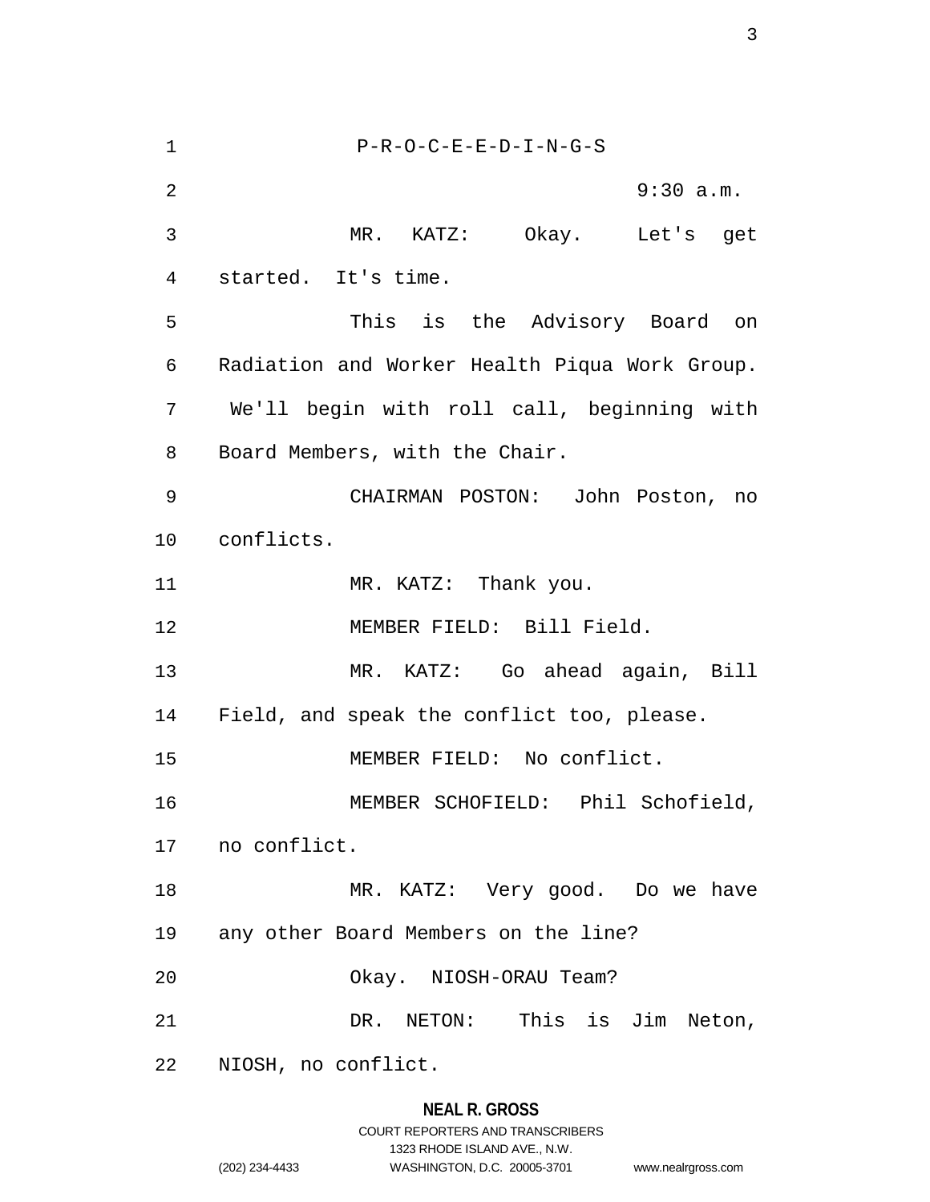P-R-O-C-E-E-D-I-N-G-S

9:30 a.m.

MR. KATZ: Okay. Let's get started. It's time.

This is the Advisory Board on Radiation and Worker Health Piqua Work Group. We'll begin with roll call, beginning with Board Members, with the Chair.

CHAIRMAN POSTON: John Poston, no conflicts.

MR. KATZ: Thank you.

MEMBER FIELD: Bill Field.

MR. KATZ: Go ahead again, Bill Field, and speak the conflict too, please.

MEMBER FIELD: No conflict.

MEMBER SCHOFIELD: Phil Schofield, no conflict.

MR. KATZ: Very good. Do we have any other Board Members on the line?

Okay. NIOSH-ORAU Team?

DR. NETON: This is Jim Neton, NIOSH, no conflict.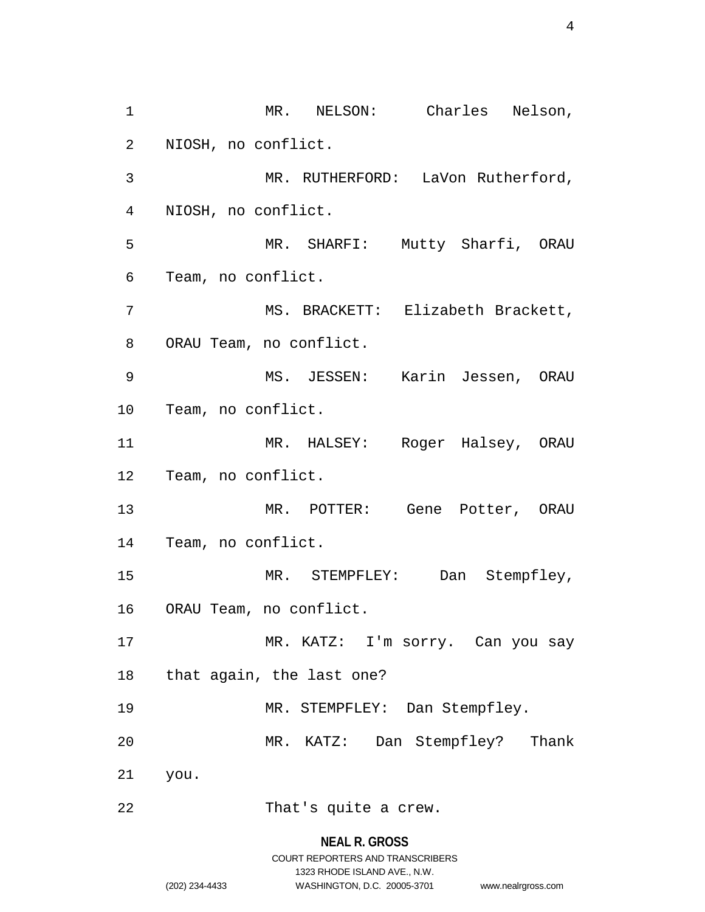MR. NELSON: Charles Nelson, NIOSH, no conflict.

MR. RUTHERFORD: LaVon Rutherford, NIOSH, no conflict.

MR. SHARFI: Mutty Sharfi, ORAU Team, no conflict.

MS. BRACKETT: Elizabeth Brackett, ORAU Team, no conflict.

MS. JESSEN: Karin Jessen, ORAU Team, no conflict.

MR. HALSEY: Roger Halsey, ORAU Team, no conflict.

MR. POTTER: Gene Potter, ORAU Team, no conflict.

MR. STEMPFLEY: Dan Stempfley, ORAU Team, no conflict.

MR. KATZ: I'm sorry. Can you say that again, the last one?

MR. STEMPFLEY: Dan Stempfley.

MR. KATZ: Dan Stempfley? Thank you.

That's quite a crew.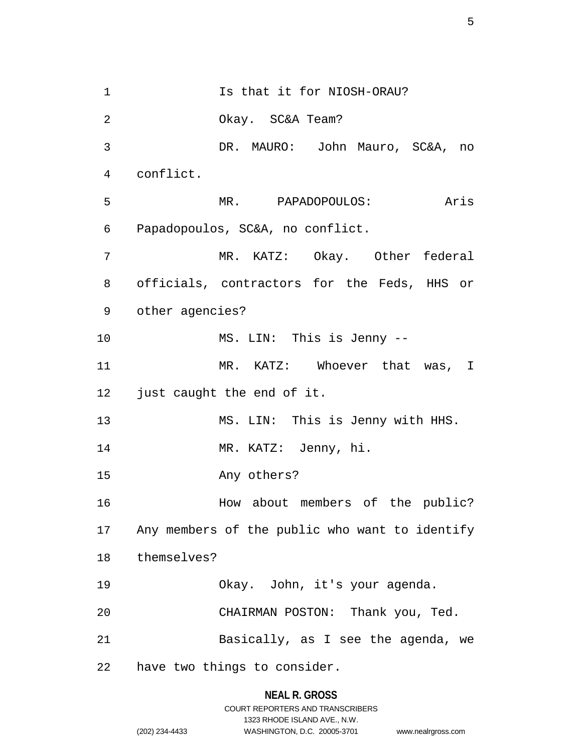Is that it for NIOSH-ORAU?

Okay. SC&A Team?

DR. MAURO: John Mauro, SC&A, no conflict.

MR. PAPADOPOULOS: Aris Papadopoulos, SC&A, no conflict.

MR. KATZ: Okay. Other federal officials, contractors for the Feds, HHS or other agencies?

MS. LIN: This is Jenny --

MR. KATZ: Whoever that was, I just caught the end of it.

MS. LIN: This is Jenny with HHS.

MR. KATZ: Jenny, hi.

Any others?

How about members of the public? Any members of the public who want to identify themselves?

Okay. John, it's your agenda.

CHAIRMAN POSTON: Thank you, Ted.

Basically, as I see the agenda, we have two things to consider.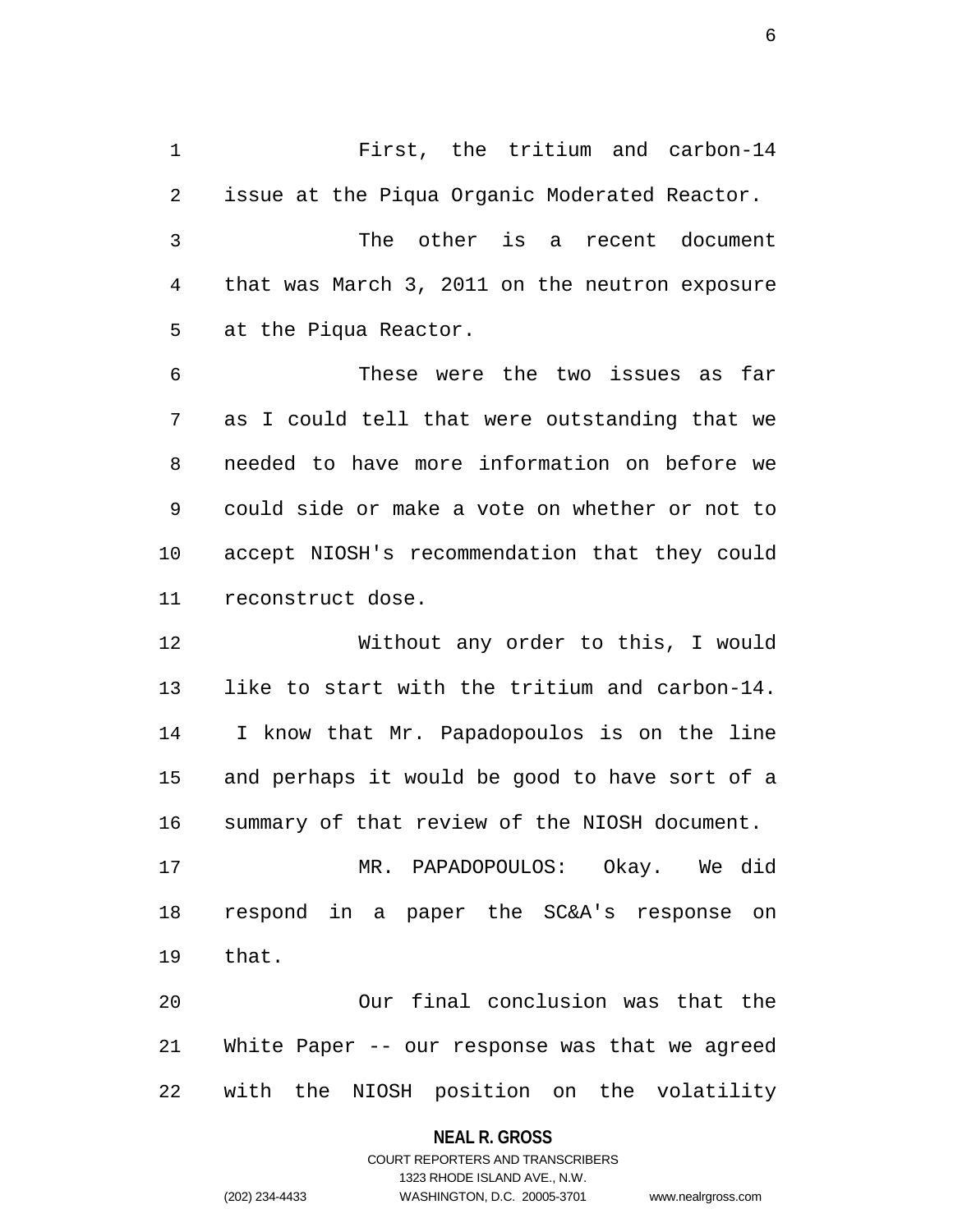First, the tritium and carbon-14 issue at the Piqua Organic Moderated Reactor.

The other is a recent document that was March 3, 2011 on the neutron exposure at the Piqua Reactor.

These were the two issues as far as I could tell that were outstanding that we needed to have more information on before we could side or make a vote on whether or not to accept NIOSH's recommendation that they could reconstruct dose.

Without any order to this, I would like to start with the tritium and carbon-14. I know that Mr. Papadopoulos is on the line and perhaps it would be good to have sort of a summary of that review of the NIOSH document.

MR. PAPADOPOULOS: Okay. We did respond in a paper the SC&A's response on that.

Our final conclusion was that the White Paper -- our response was that we agreed with the NIOSH position on the volatility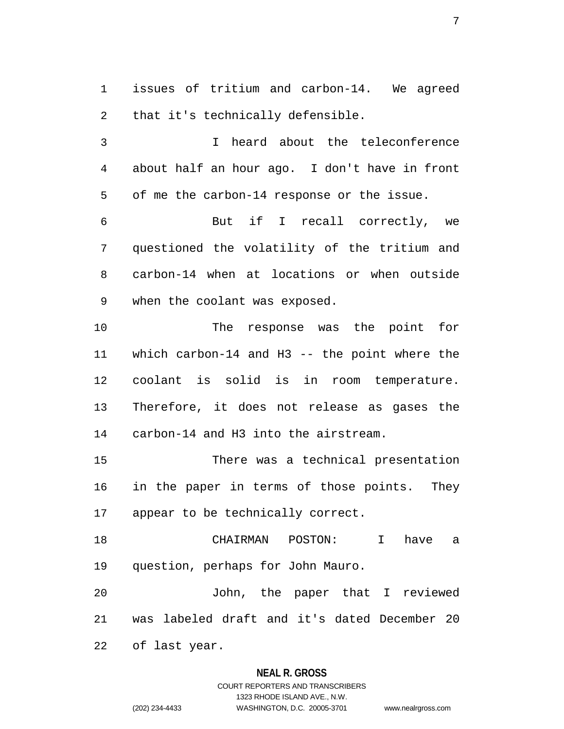issues of tritium and carbon-14. We agreed that it's technically defensible.

I heard about the teleconference about half an hour ago. I don't have in front of me the carbon-14 response or the issue.

But if I recall correctly, we questioned the volatility of the tritium and carbon-14 when at locations or when outside when the coolant was exposed.

The response was the point for which carbon-14 and H3 -- the point where the coolant is solid is in room temperature. Therefore, it does not release as gases the carbon-14 and H3 into the airstream.

There was a technical presentation in the paper in terms of those points. They appear to be technically correct.

CHAIRMAN POSTON: I have a question, perhaps for John Mauro.

John, the paper that I reviewed was labeled draft and it's dated December 20 of last year.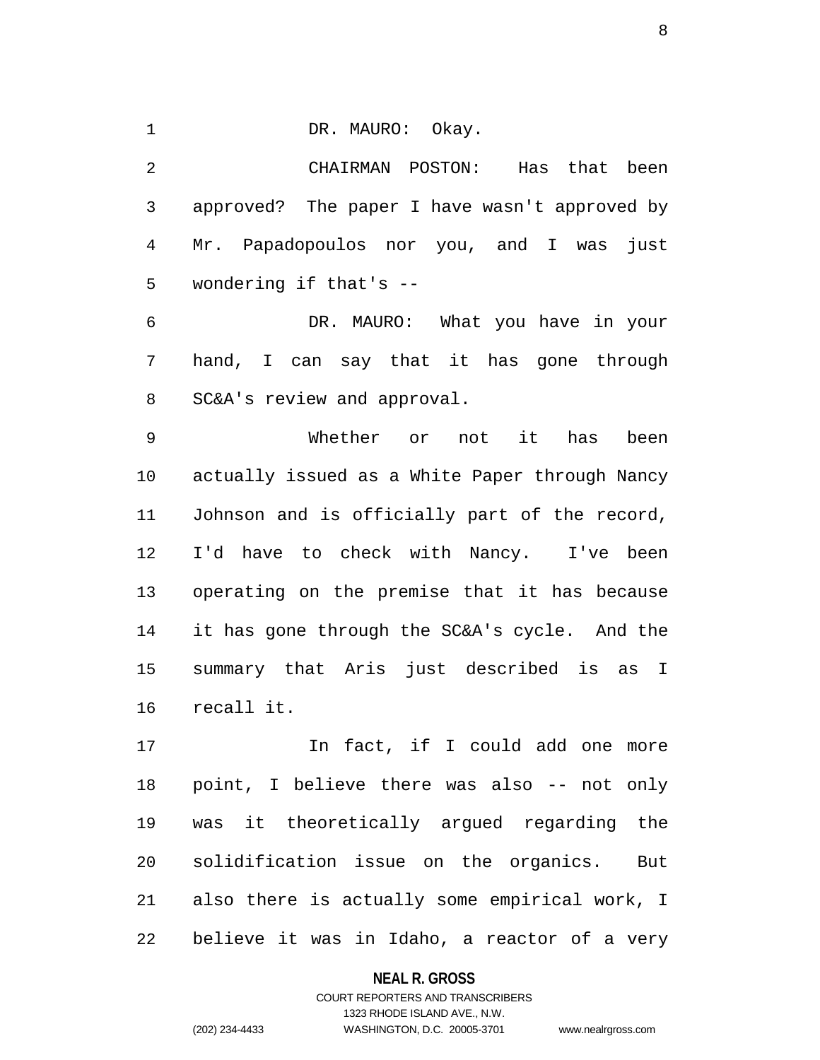DR. MAURO: Okay.

CHAIRMAN POSTON: Has that been approved? The paper I have wasn't approved by Mr. Papadopoulos nor you, and I was just wondering if that's --

DR. MAURO: What you have in your hand, I can say that it has gone through SC&A's review and approval.

Whether or not it has been actually issued as a White Paper through Nancy Johnson and is officially part of the record, I'd have to check with Nancy. I've been operating on the premise that it has because it has gone through the SC&A's cycle. And the summary that Aris just described is as I recall it.

In fact, if I could add one more point, I believe there was also -- not only was it theoretically argued regarding the solidification issue on the organics. But also there is actually some empirical work, I believe it was in Idaho, a reactor of a very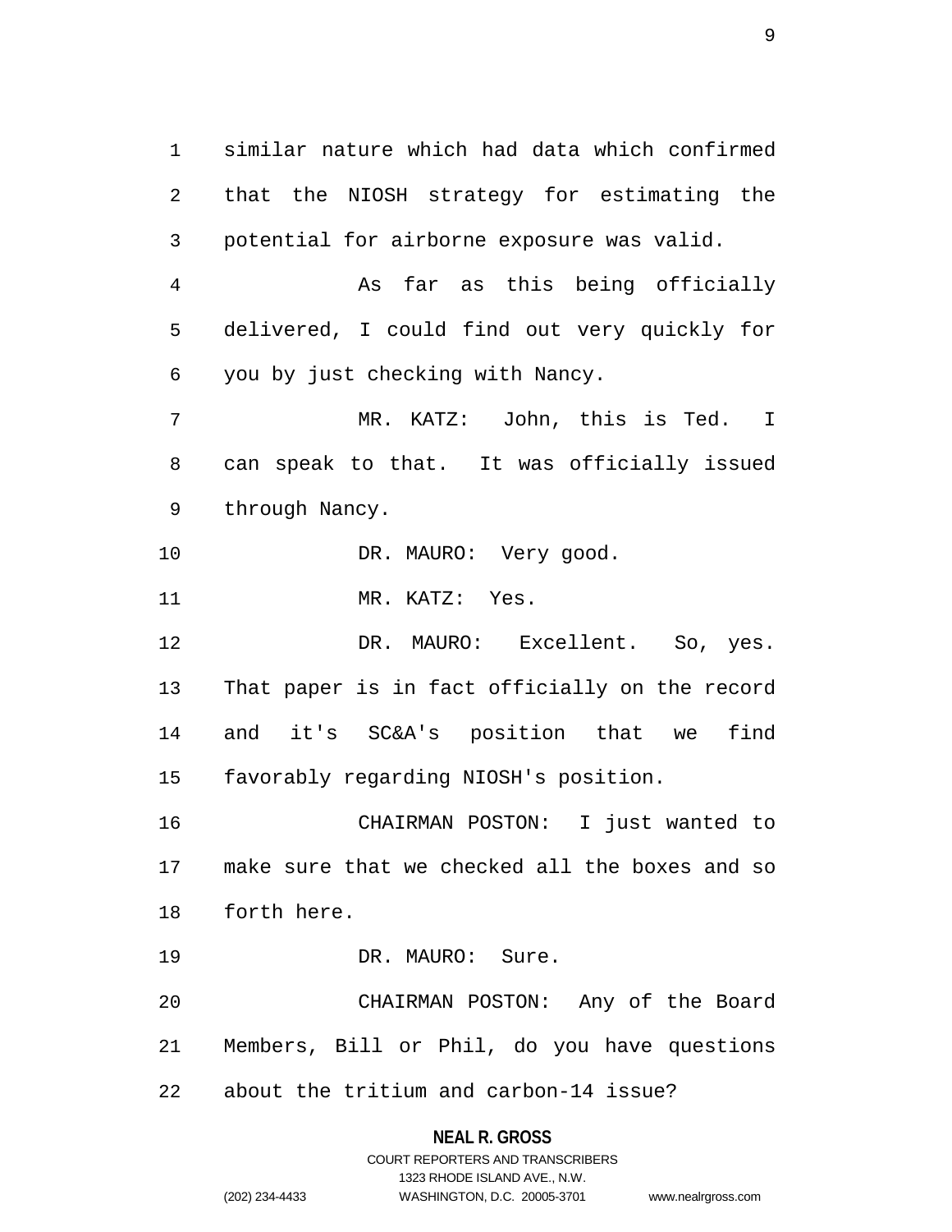similar nature which had data which confirmed that the NIOSH strategy for estimating the potential for airborne exposure was valid.

As far as this being officially delivered, I could find out very quickly for you by just checking with Nancy.

MR. KATZ: John, this is Ted. I can speak to that. It was officially issued through Nancy.

DR. MAURO: Very good.

MR. KATZ: Yes.

DR. MAURO: Excellent. So, yes. That paper is in fact officially on the record and it's SC&A's position that we find favorably regarding NIOSH's position.

CHAIRMAN POSTON: I just wanted to make sure that we checked all the boxes and so forth here.

DR. MAURO: Sure.

CHAIRMAN POSTON: Any of the Board Members, Bill or Phil, do you have questions about the tritium and carbon-14 issue?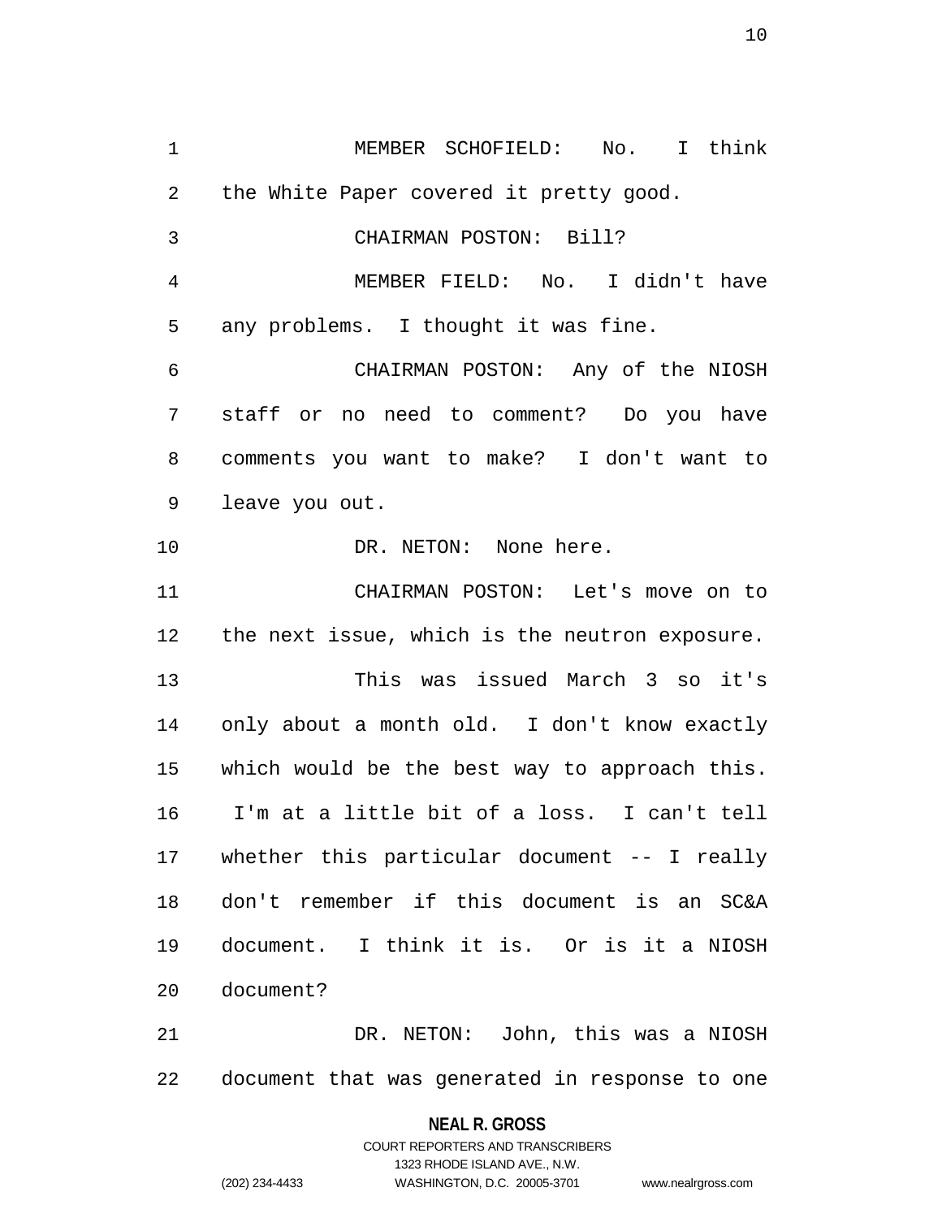MEMBER SCHOFIELD: No. I think the White Paper covered it pretty good.

CHAIRMAN POSTON: Bill?

MEMBER FIELD: No. I didn't have any problems. I thought it was fine.

CHAIRMAN POSTON: Any of the NIOSH staff or no need to comment? Do you have comments you want to make? I don't want to leave you out.

DR. NETON: None here.

CHAIRMAN POSTON: Let's move on to the next issue, which is the neutron exposure.

This was issued March 3 so it's only about a month old. I don't know exactly which would be the best way to approach this. I'm at a little bit of a loss. I can't tell whether this particular document -- I really don't remember if this document is an SC&A document. I think it is. Or is it a NIOSH document?

DR. NETON: John, this was a NIOSH document that was generated in response to one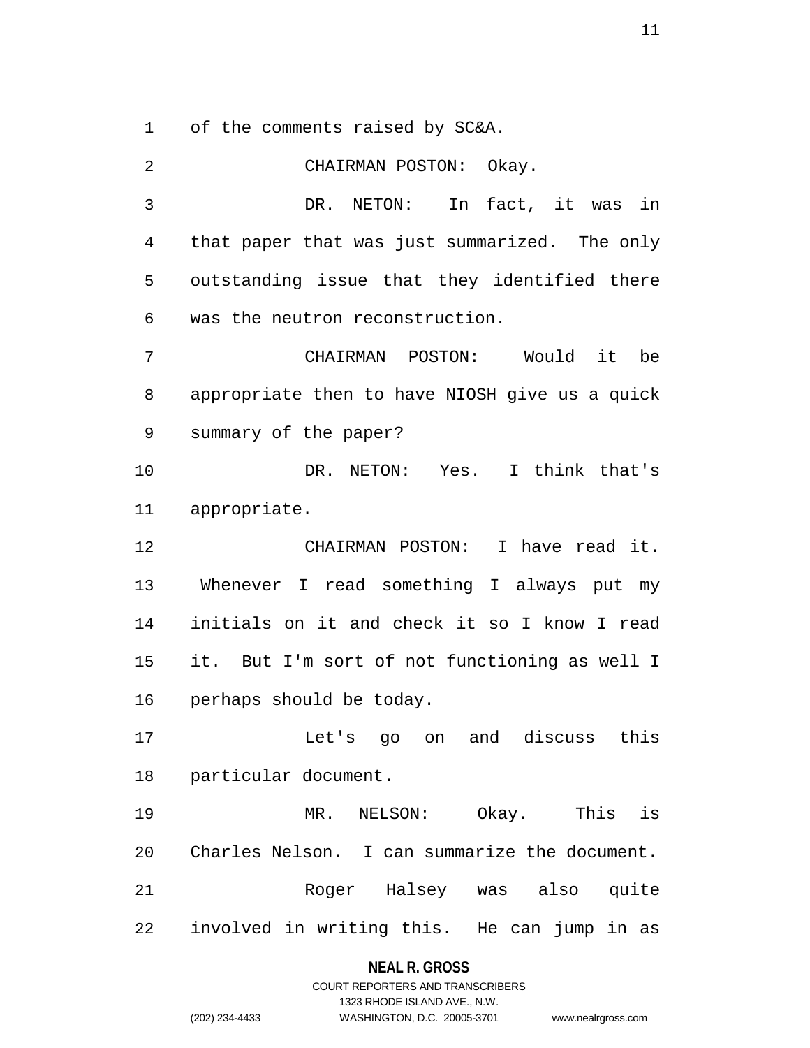of the comments raised by SC&A.

CHAIRMAN POSTON: Okay.

DR. NETON: In fact, it was in that paper that was just summarized. The only outstanding issue that they identified there was the neutron reconstruction.

CHAIRMAN POSTON: Would it be appropriate then to have NIOSH give us a quick summary of the paper?

DR. NETON: Yes. I think that's appropriate.

CHAIRMAN POSTON: I have read it. Whenever I read something I always put my initials on it and check it so I know I read it. But I'm sort of not functioning as well I perhaps should be today.

Let's go on and discuss this particular document.

MR. NELSON: Okay. This is Charles Nelson. I can summarize the document.

Roger Halsey was also quite involved in writing this. He can jump in as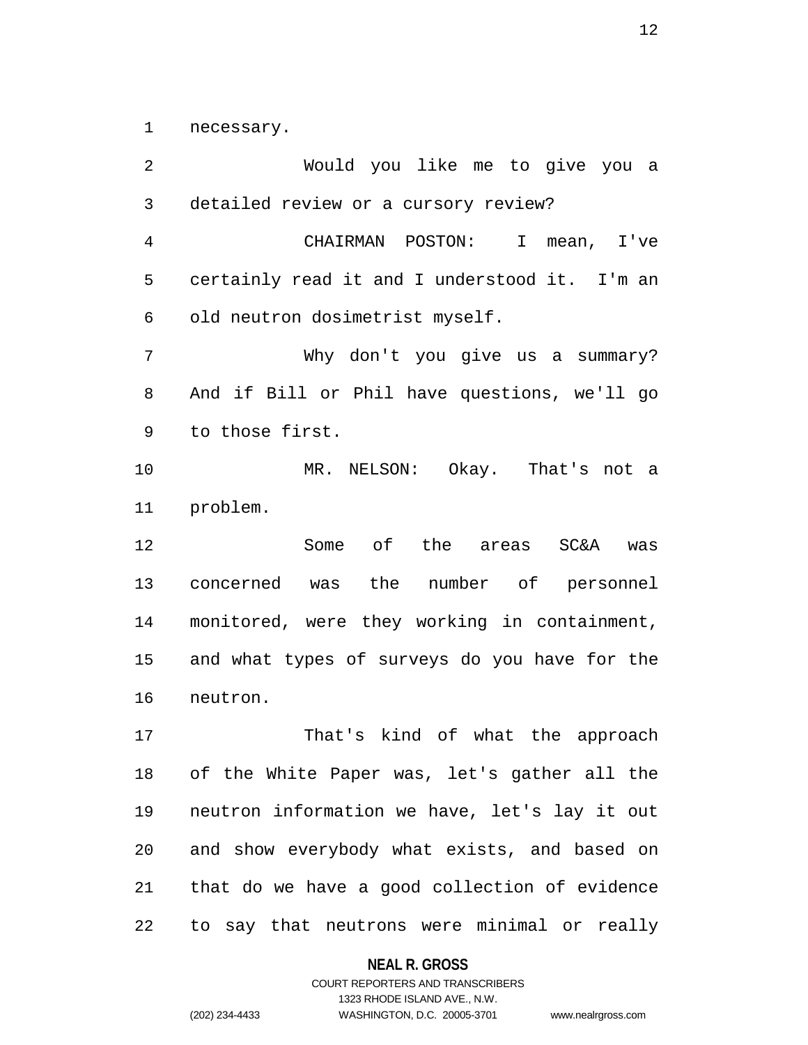necessary.

Would you like me to give you a detailed review or a cursory review?

CHAIRMAN POSTON: I mean, I've certainly read it and I understood it. I'm an old neutron dosimetrist myself.

Why don't you give us a summary? And if Bill or Phil have questions, we'll go to those first.

MR. NELSON: Okay. That's not a problem.

Some of the areas SC&A was concerned was the number of personnel monitored, were they working in containment, and what types of surveys do you have for the neutron.

That's kind of what the approach of the White Paper was, let's gather all the neutron information we have, let's lay it out and show everybody what exists, and based on that do we have a good collection of evidence to say that neutrons were minimal or really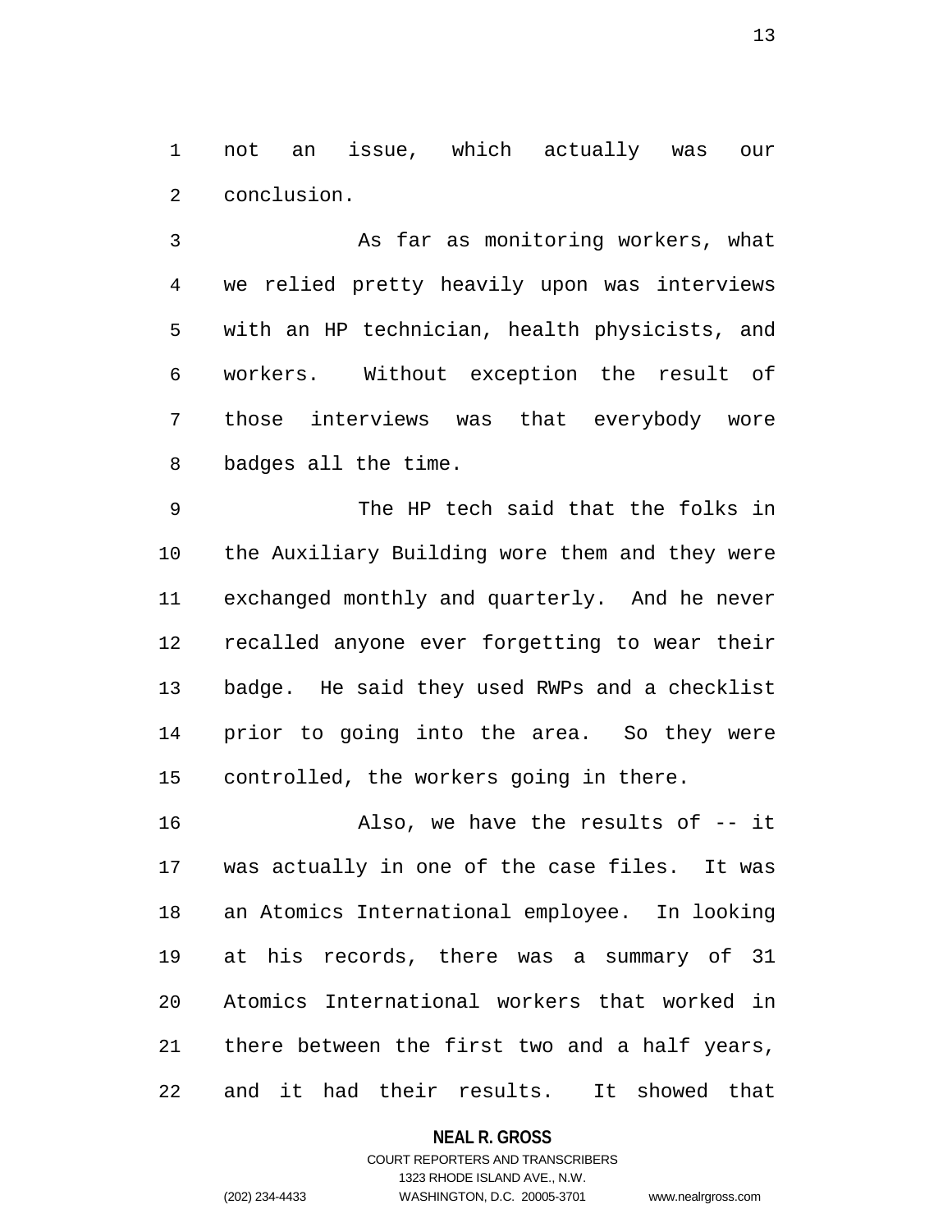not an issue, which actually was our conclusion.

As far as monitoring workers, what we relied pretty heavily upon was interviews with an HP technician, health physicists, and workers. Without exception the result of those interviews was that everybody wore badges all the time.

The HP tech said that the folks in the Auxiliary Building wore them and they were exchanged monthly and quarterly. And he never recalled anyone ever forgetting to wear their badge. He said they used RWPs and a checklist prior to going into the area. So they were controlled, the workers going in there.

Also, we have the results of -- it was actually in one of the case files. It was an Atomics International employee. In looking at his records, there was a summary of 31 Atomics International workers that worked in there between the first two and a half years, and it had their results. It showed that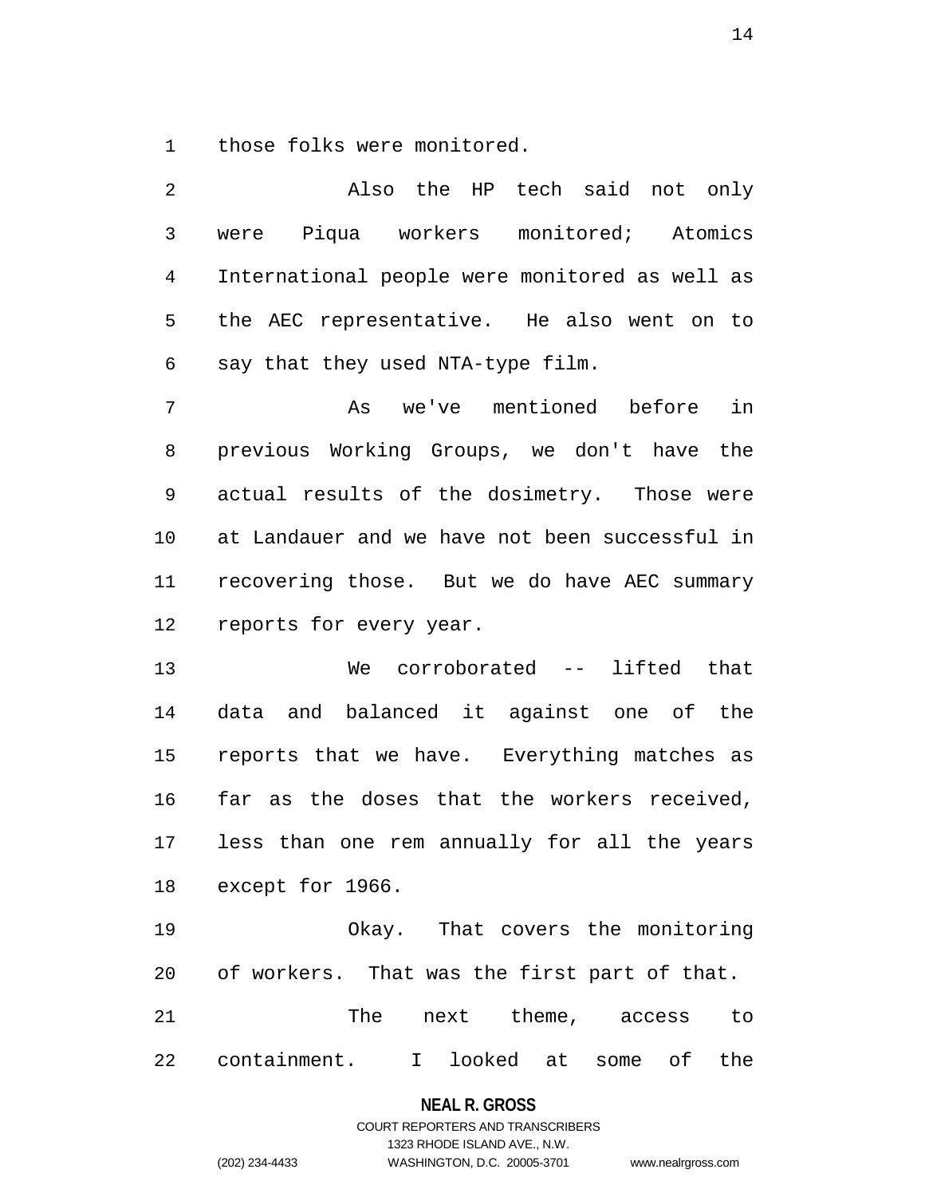those folks were monitored.

Also the HP tech said not only were Piqua workers monitored; Atomics International people were monitored as well as the AEC representative. He also went on to say that they used NTA-type film.

As we've mentioned before in previous Working Groups, we don't have the actual results of the dosimetry. Those were at Landauer and we have not been successful in recovering those. But we do have AEC summary reports for every year.

We corroborated -- lifted that data and balanced it against one of the reports that we have. Everything matches as far as the doses that the workers received, less than one rem annually for all the years except for 1966.

Okay. That covers the monitoring of workers. That was the first part of that.

The next theme, access to containment. I looked at some of the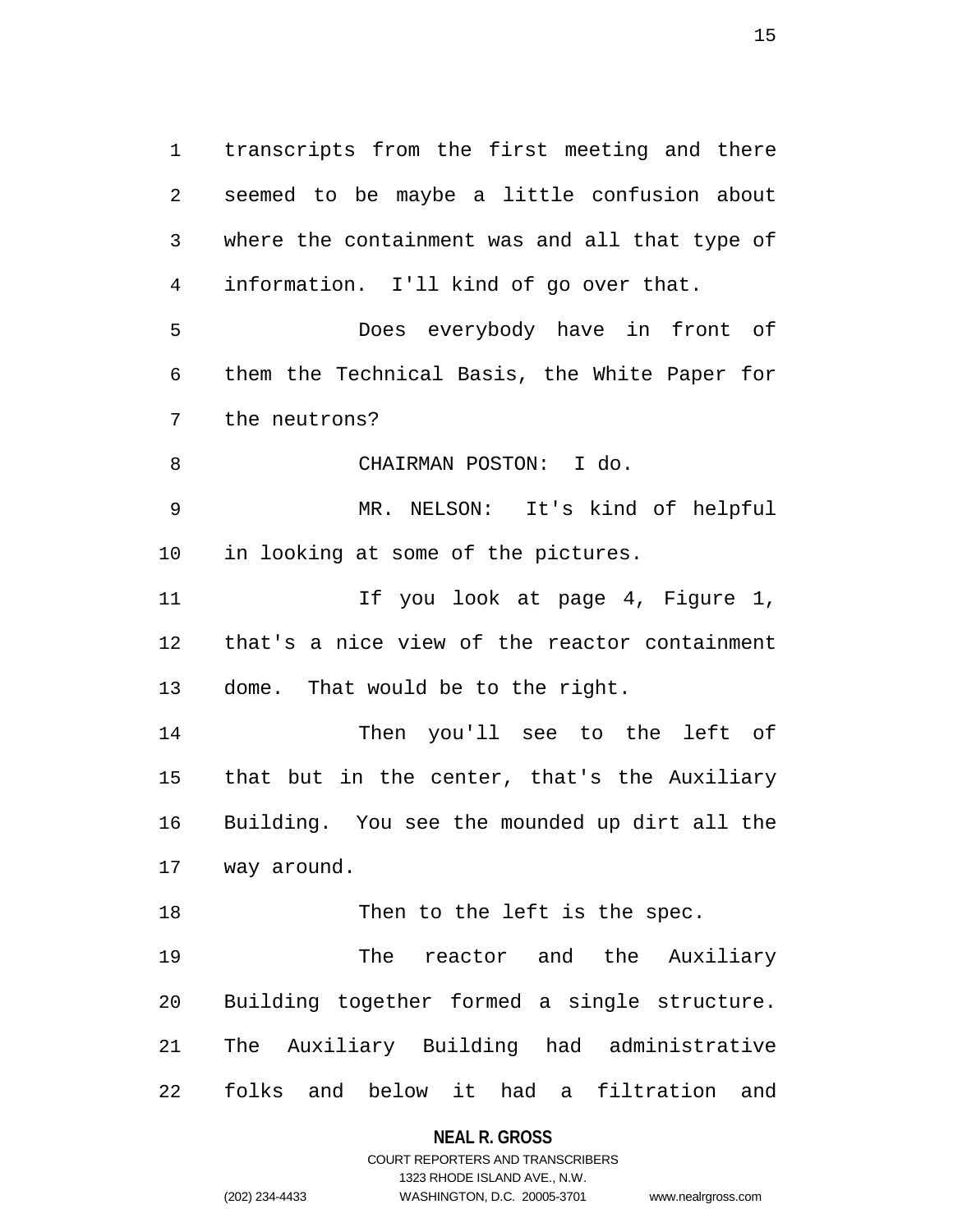transcripts from the first meeting and there seemed to be maybe a little confusion about where the containment was and all that type of information. I'll kind of go over that.

Does everybody have in front of them the Technical Basis, the White Paper for the neutrons?

CHAIRMAN POSTON: I do.

MR. NELSON: It's kind of helpful in looking at some of the pictures.

If you look at page 4, Figure 1, that's a nice view of the reactor containment dome. That would be to the right.

Then you'll see to the left of that but in the center, that's the Auxiliary Building. You see the mounded up dirt all the way around.

Then to the left is the spec.

The reactor and the Auxiliary Building together formed a single structure. The Auxiliary Building had administrative folks and below it had a filtration and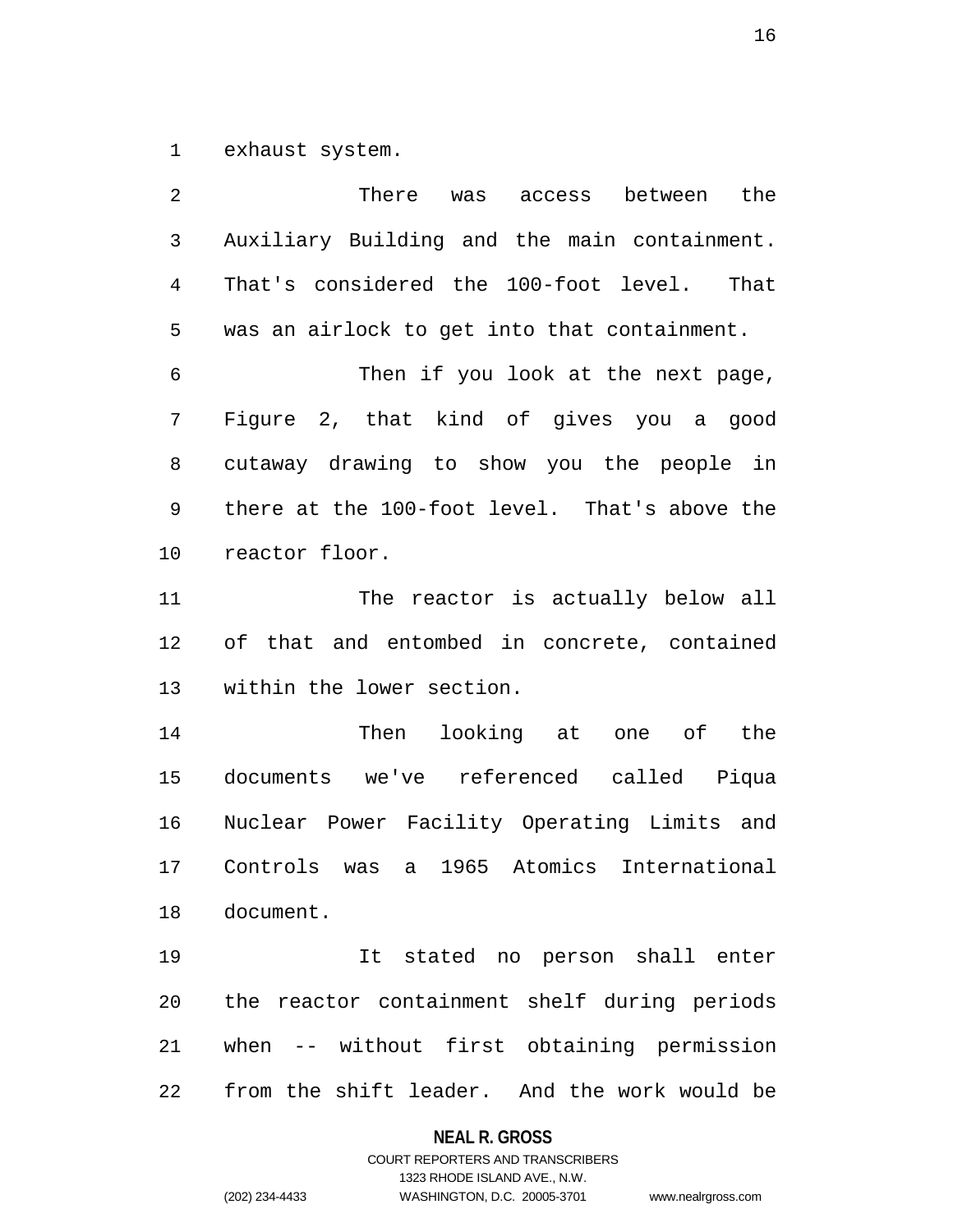exhaust system.

There was access between the Auxiliary Building and the main containment. That's considered the 100-foot level. That was an airlock to get into that containment.

Then if you look at the next page, Figure 2, that kind of gives you a good cutaway drawing to show you the people in there at the 100-foot level. That's above the reactor floor.

The reactor is actually below all of that and entombed in concrete, contained within the lower section.

Then looking at one of the documents we've referenced called Piqua Nuclear Power Facility Operating Limits and Controls was a 1965 Atomics International document.

It stated no person shall enter the reactor containment shelf during periods when -- without first obtaining permission from the shift leader. And the work would be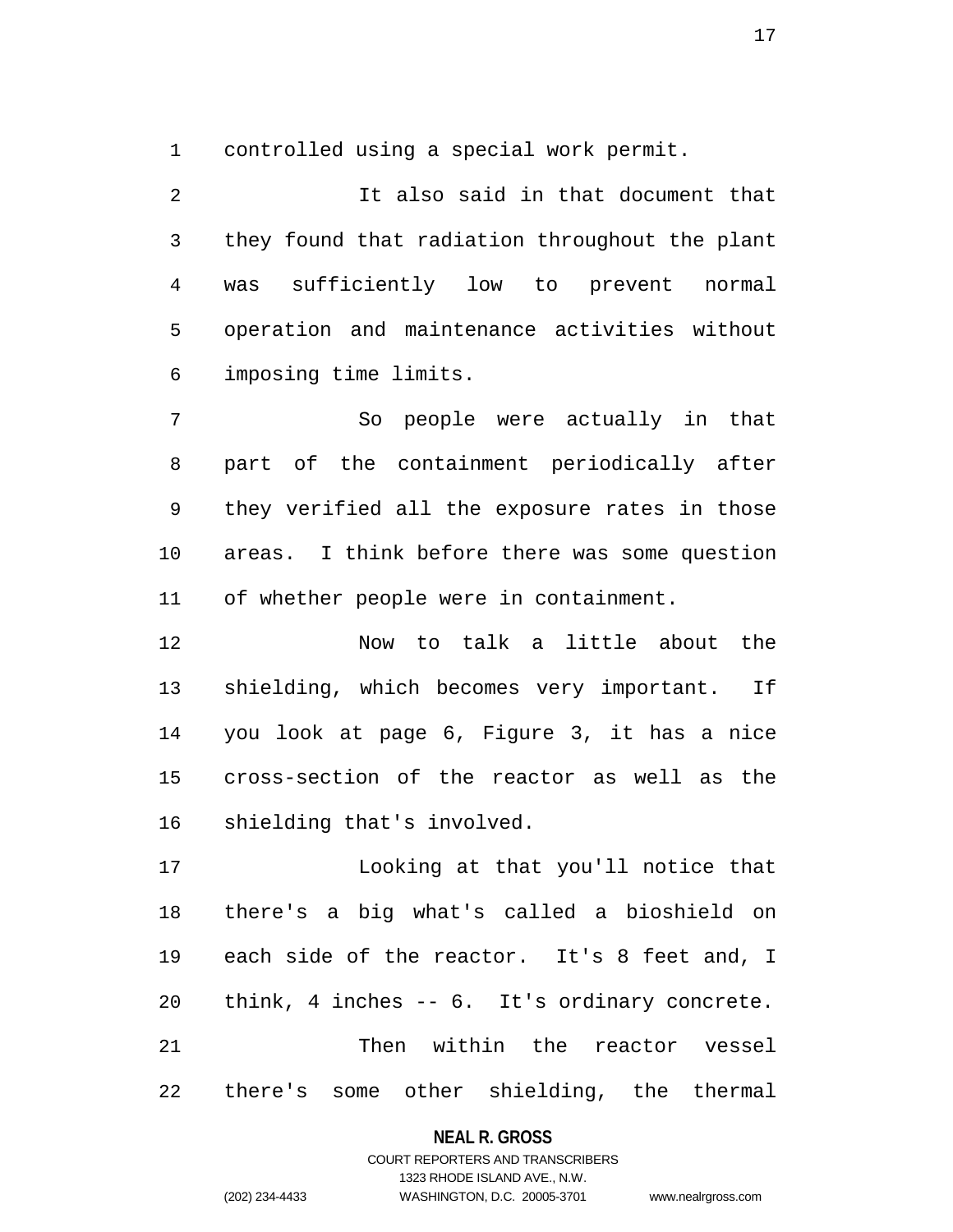controlled using a special work permit.

It also said in that document that they found that radiation throughout the plant was sufficiently low to prevent normal operation and maintenance activities without imposing time limits.

So people were actually in that part of the containment periodically after they verified all the exposure rates in those areas. I think before there was some question of whether people were in containment.

Now to talk a little about the shielding, which becomes very important. If you look at page 6, Figure 3, it has a nice cross-section of the reactor as well as the shielding that's involved.

Looking at that you'll notice that there's a big what's called a bioshield on each side of the reactor. It's 8 feet and, I think, 4 inches -- 6. It's ordinary concrete.

Then within the reactor vessel there's some other shielding, the thermal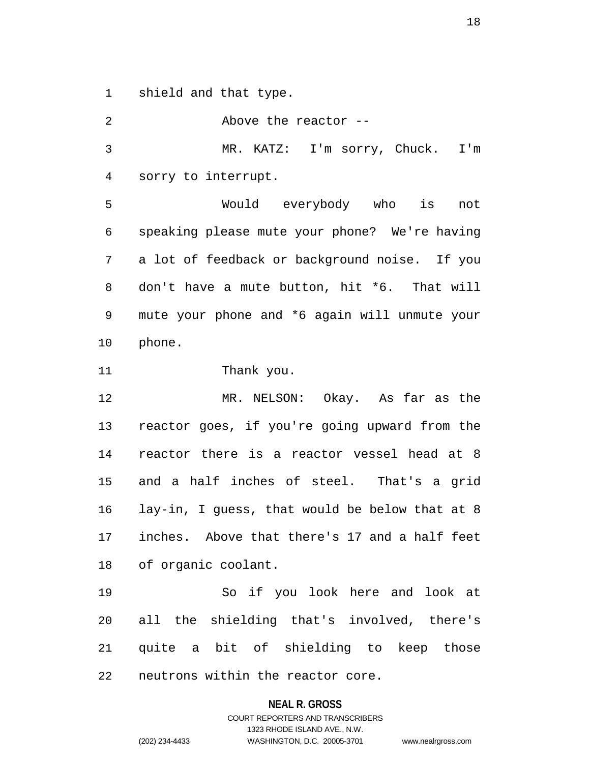shield and that type.

Above the reactor --

MR. KATZ: I'm sorry, Chuck. I'm sorry to interrupt.

Would everybody who is not speaking please mute your phone? We're having a lot of feedback or background noise. If you don't have a mute button, hit *6. That will mute your phone and *6 again will unmute your phone.

Thank you.

MR. NELSON: Okay. As far as the reactor goes, if you're going upward from the reactor there is a reactor vessel head at 8 and a half inches of steel. That's a grid lay-in, I guess, that would be below that at 8 inches. Above that there's 17 and a half feet of organic coolant.

So if you look here and look at all the shielding that's involved, there's quite a bit of shielding to keep those neutrons within the reactor core.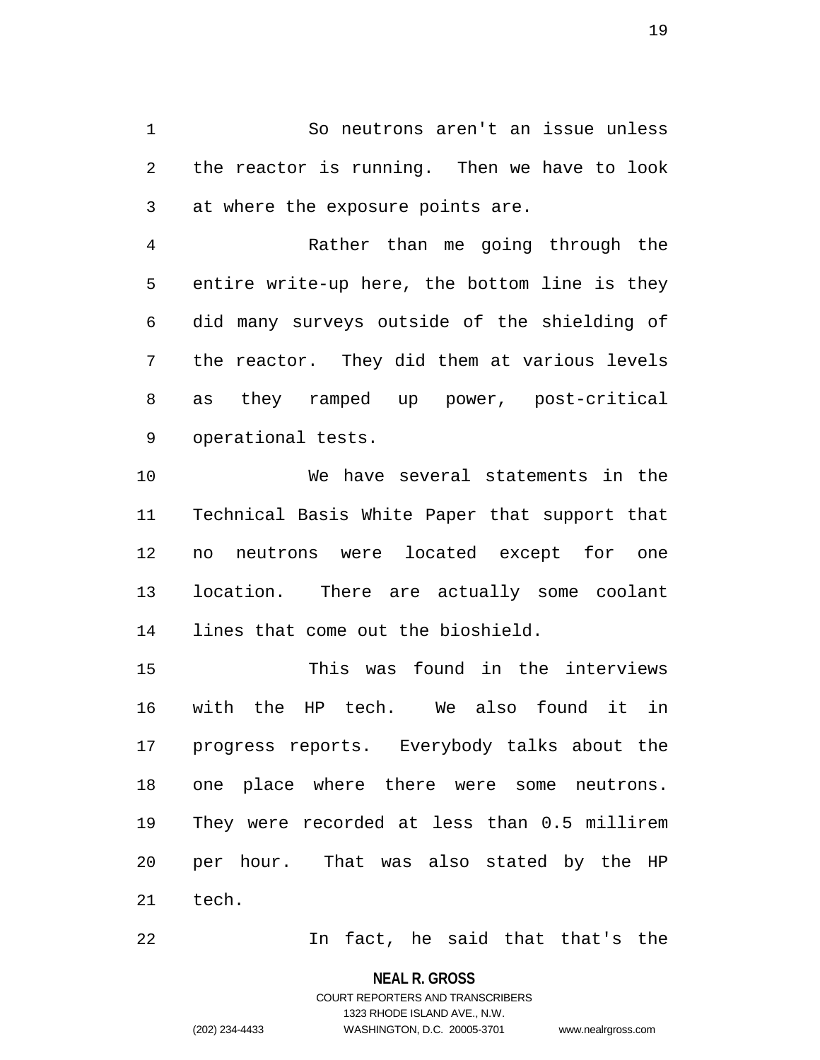So neutrons aren't an issue unless the reactor is running. Then we have to look at where the exposure points are.

Rather than me going through the entire write-up here, the bottom line is they did many surveys outside of the shielding of the reactor. They did them at various levels as they ramped up power, post-critical operational tests.

We have several statements in the Technical Basis White Paper that support that no neutrons were located except for one location. There are actually some coolant lines that come out the bioshield.

This was found in the interviews with the HP tech. We also found it in progress reports. Everybody talks about the one place where there were some neutrons. They were recorded at less than 0.5 millirem per hour. That was also stated by the HP tech.

In fact, he said that that's the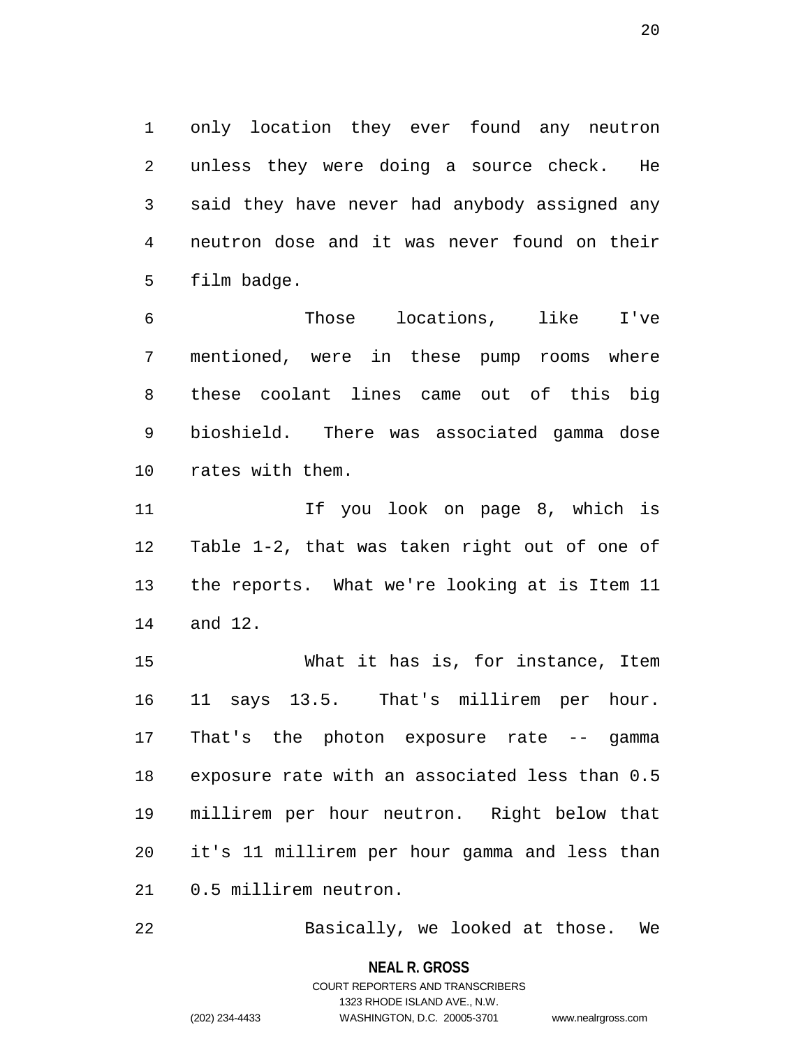only location they ever found any neutron unless they were doing a source check. He said they have never had anybody assigned any neutron dose and it was never found on their film badge.

Those locations, like I've mentioned, were in these pump rooms where these coolant lines came out of this big bioshield. There was associated gamma dose rates with them.

If you look on page 8, which is Table 1-2, that was taken right out of one of the reports. What we're looking at is Item 11 and 12.

What it has is, for instance, Item 11 says 13.5. That's millirem per hour. That's the photon exposure rate -- gamma exposure rate with an associated less than 0.5 millirem per hour neutron. Right below that it's 11 millirem per hour gamma and less than 0.5 millirem neutron.

Basically, we looked at those. We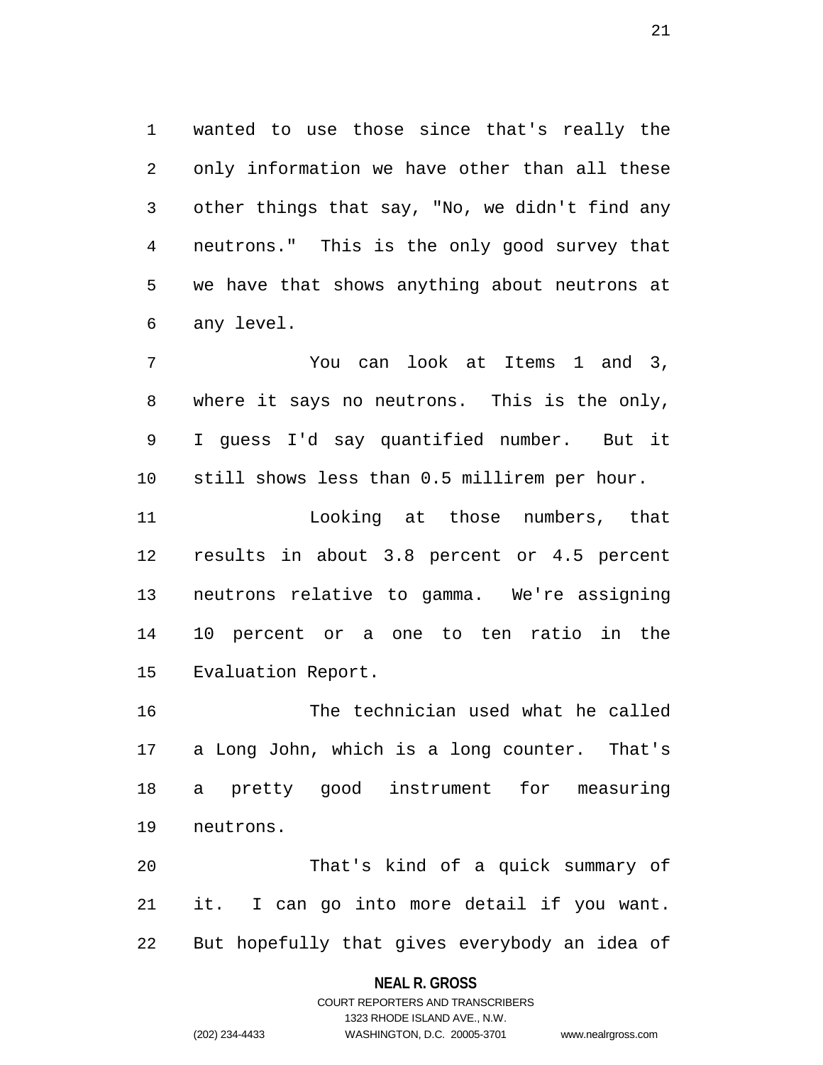wanted to use those since that's really the only information we have other than all these other things that say, "No, we didn't find any neutrons." This is the only good survey that we have that shows anything about neutrons at any level.

You can look at Items 1 and 3, where it says no neutrons. This is the only, I guess I'd say quantified number. But it still shows less than 0.5 millirem per hour.

Looking at those numbers, that results in about 3.8 percent or 4.5 percent neutrons relative to gamma. We're assigning 10 percent or a one to ten ratio in the Evaluation Report.

The technician used what he called a Long John, which is a long counter. That's a pretty good instrument for measuring neutrons.

That's kind of a quick summary of it. I can go into more detail if you want. But hopefully that gives everybody an idea of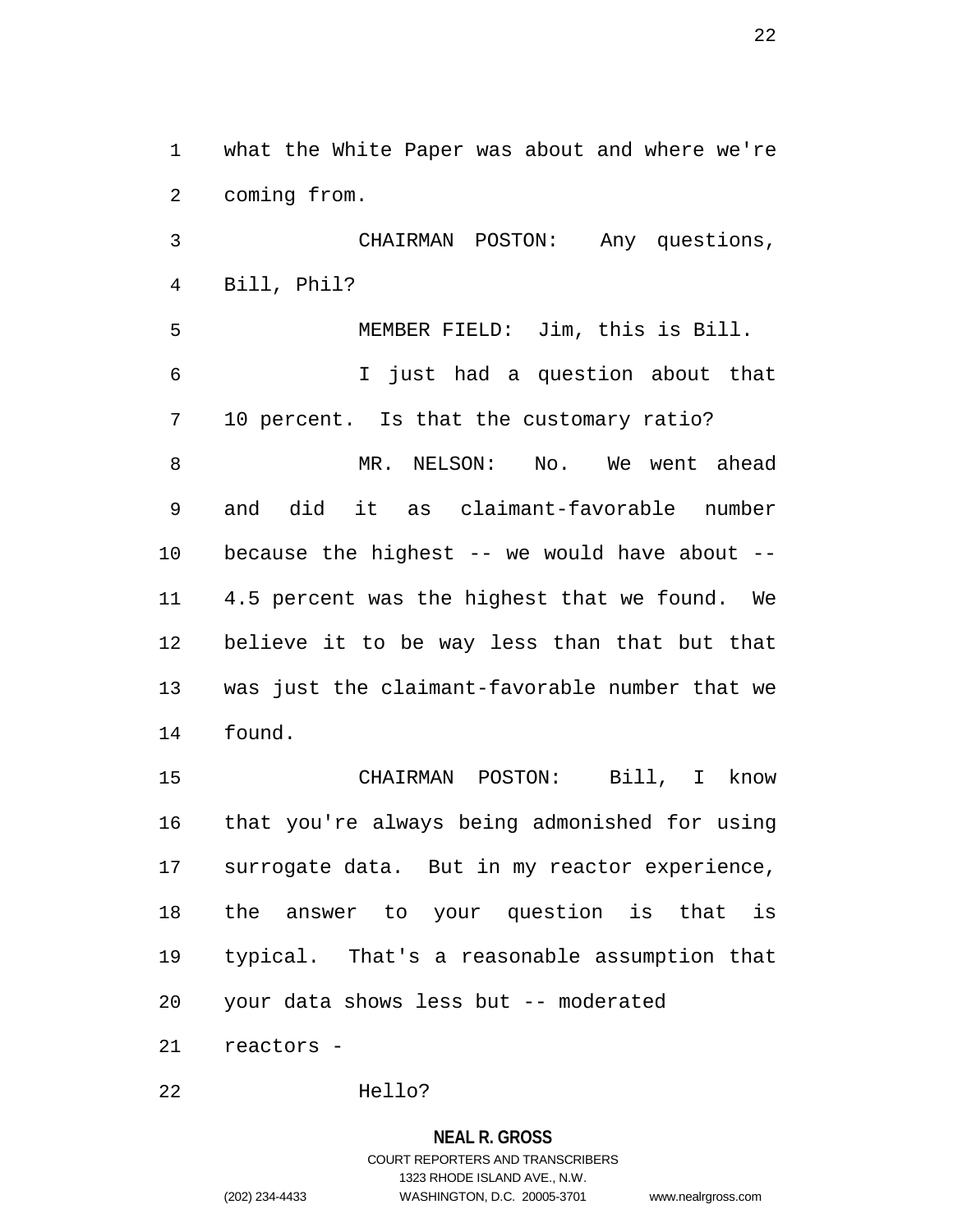what the White Paper was about and where we're coming from.

CHAIRMAN POSTON: Any questions, Bill, Phil?

MEMBER FIELD: Jim, this is Bill.

I just had a question about that 10 percent. Is that the customary ratio?

MR. NELSON: No. We went ahead and did it as claimant-favorable number because the highest -- we would have about -- 4.5 percent was the highest that we found. We believe it to be way less than that but that was just the claimant-favorable number that we found.

CHAIRMAN POSTON: Bill, I know that you're always being admonished for using surrogate data. But in my reactor experience, the answer to your question is that is typical. That's a reasonable assumption that your data shows less but -- moderated reactors -

Hello?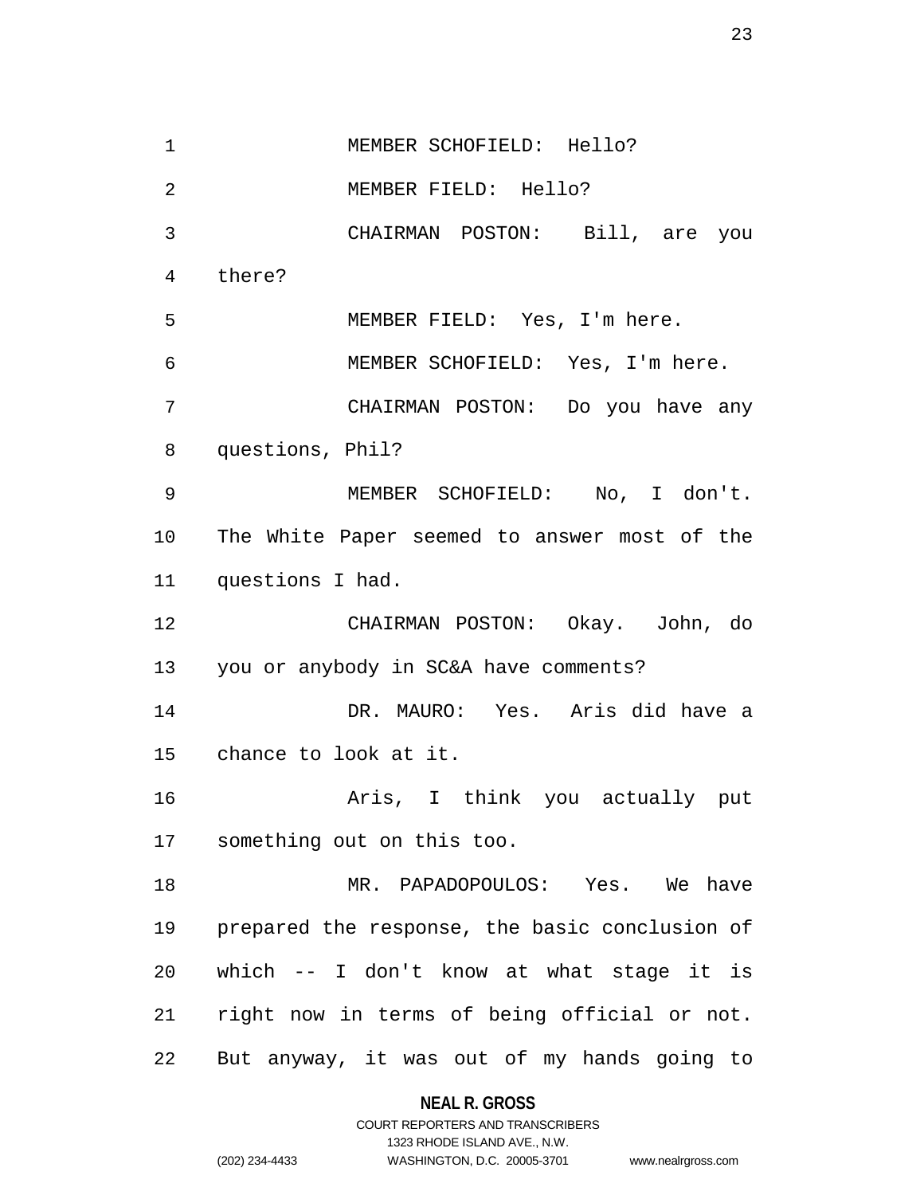MEMBER SCHOFIELD: Hello?

MEMBER FIELD: Hello?

CHAIRMAN POSTON: Bill, are you there?

MEMBER FIELD: Yes, I'm here.

MEMBER SCHOFIELD: Yes, I'm here.

CHAIRMAN POSTON: Do you have any questions, Phil?

MEMBER SCHOFIELD: No, I don't. The White Paper seemed to answer most of the questions I had.

CHAIRMAN POSTON: Okay. John, do you or anybody in SC&A have comments?

DR. MAURO: Yes. Aris did have a chance to look at it.

Aris, I think you actually put something out on this too.

MR. PAPADOPOULOS: Yes. We have prepared the response, the basic conclusion of which -- I don't know at what stage it is right now in terms of being official or not. But anyway, it was out of my hands going to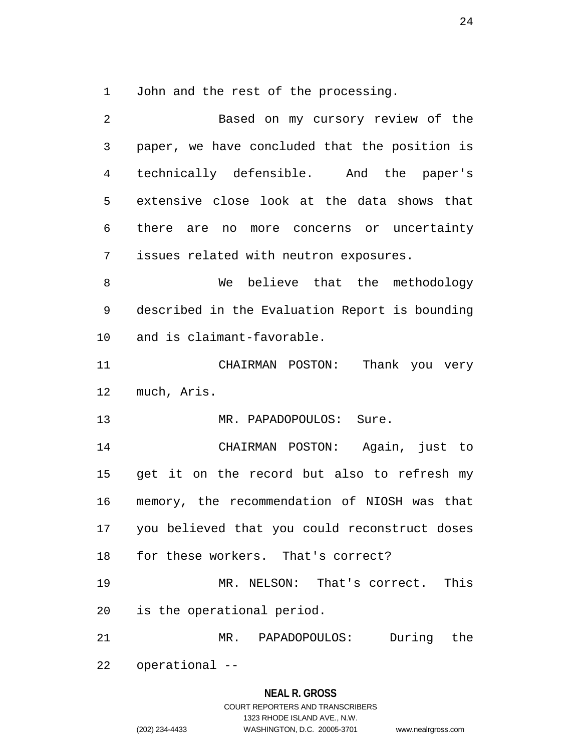John and the rest of the processing.

Based on my cursory review of the paper, we have concluded that the position is technically defensible. And the paper's extensive close look at the data shows that there are no more concerns or uncertainty issues related with neutron exposures.

We believe that the methodology described in the Evaluation Report is bounding and is claimant-favorable.

CHAIRMAN POSTON: Thank you very much, Aris.

MR. PAPADOPOULOS: Sure.

CHAIRMAN POSTON: Again, just to get it on the record but also to refresh my memory, the recommendation of NIOSH was that you believed that you could reconstruct doses for these workers. That's correct?

MR. NELSON: That's correct. This is the operational period.

MR. PAPADOPOULOS: During the operational --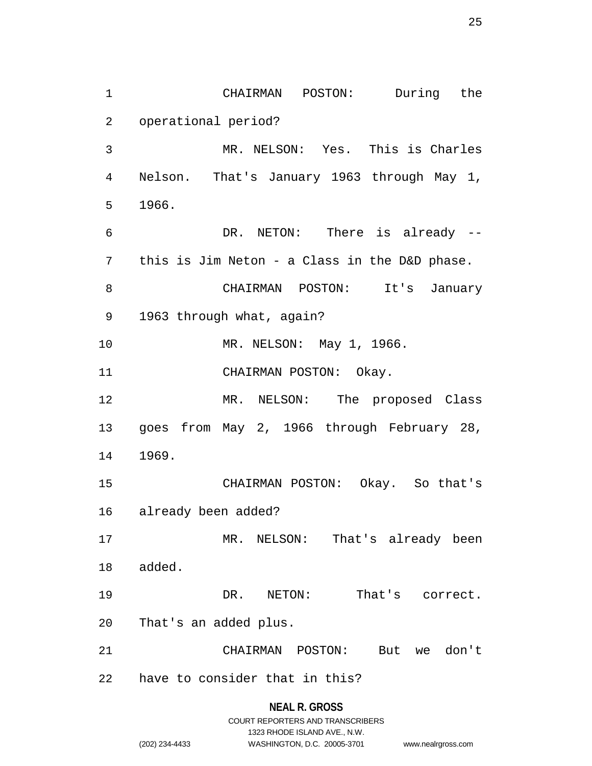CHAIRMAN POSTON: During the operational period?

MR. NELSON: Yes. This is Charles Nelson. That's January 1963 through May 1, 1966.

DR. NETON: There is already -- this is Jim Neton - a Class in the D&D phase.

CHAIRMAN POSTON: It's January 1963 through what, again?

MR. NELSON: May 1, 1966.

CHAIRMAN POSTON: Okay.

MR. NELSON: The proposed Class goes from May 2, 1966 through February 28, 1969.

CHAIRMAN POSTON: Okay. So that's already been added?

MR. NELSON: That's already been added.

DR. NETON: That's correct. That's an added plus.

CHAIRMAN POSTON: But we don't have to consider that in this?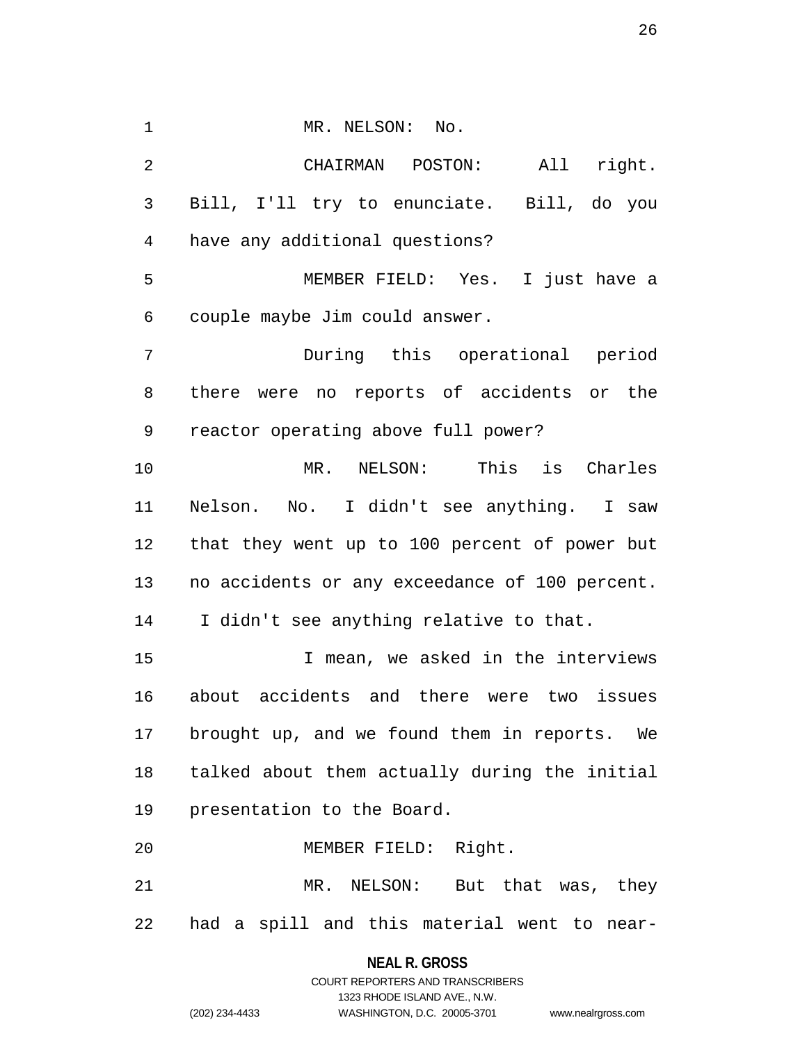MR. NELSON: No.

CHAIRMAN POSTON: All right. Bill, I'll try to enunciate. Bill, do you have any additional questions?

MEMBER FIELD: Yes. I just have a couple maybe Jim could answer.

During this operational period there were no reports of accidents or the reactor operating above full power?

MR. NELSON: This is Charles Nelson. No. I didn't see anything. I saw that they went up to 100 percent of power but no accidents or any exceedance of 100 percent. I didn't see anything relative to that.

I mean, we asked in the interviews about accidents and there were two issues brought up, and we found them in reports. We talked about them actually during the initial presentation to the Board.

MEMBER FIELD: Right.

MR. NELSON: But that was, they had a spill and this material went to near-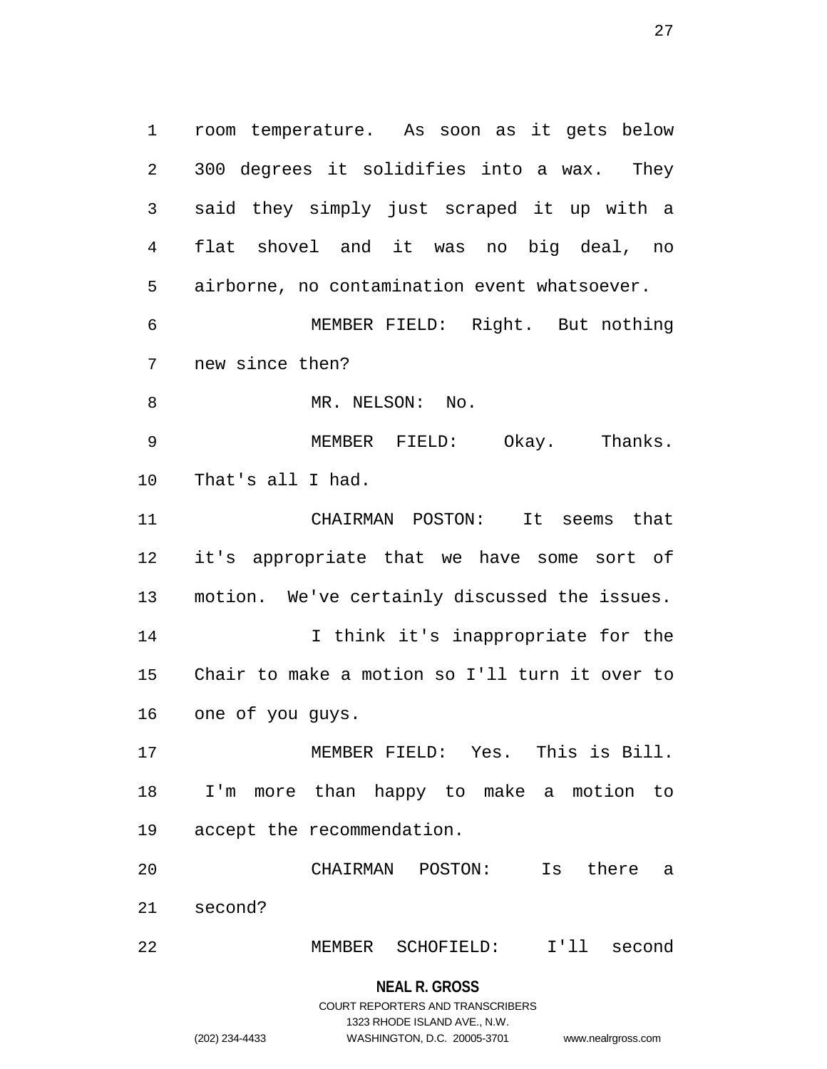room temperature. As soon as it gets below 300 degrees it solidifies into a wax. They said they simply just scraped it up with a flat shovel and it was no big deal, no airborne, no contamination event whatsoever.

MEMBER FIELD: Right. But nothing new since then?

MR. NELSON: No.

MEMBER FIELD: Okay. Thanks. That's all I had.

CHAIRMAN POSTON: It seems that it's appropriate that we have some sort of motion. We've certainly discussed the issues.

I think it's inappropriate for the Chair to make a motion so I'll turn it over to one of you guys.

MEMBER FIELD: Yes. This is Bill. I'm more than happy to make a motion to accept the recommendation.

CHAIRMAN POSTON: Is there a second?

MEMBER SCHOFIELD: I'll second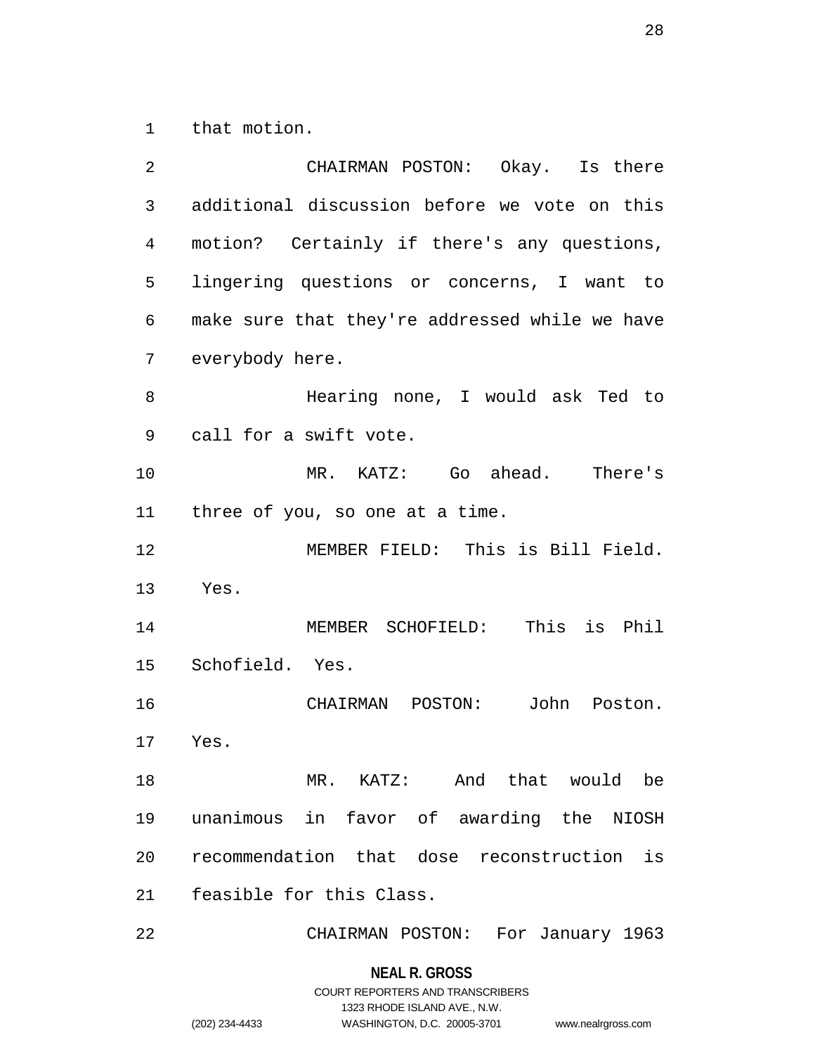that motion.

CHAIRMAN POSTON: Okay. Is there additional discussion before we vote on this motion? Certainly if there's any questions, lingering questions or concerns, I want to make sure that they're addressed while we have everybody here.

Hearing none, I would ask Ted to call for a swift vote.

MR. KATZ: Go ahead. There's three of you, so one at a time.

MEMBER FIELD: This is Bill Field. Yes.

MEMBER SCHOFIELD: This is Phil Schofield. Yes.

CHAIRMAN POSTON: John Poston. Yes.

MR. KATZ: And that would be unanimous in favor of awarding the NIOSH recommendation that dose reconstruction is feasible for this Class.

CHAIRMAN POSTON: For January 1963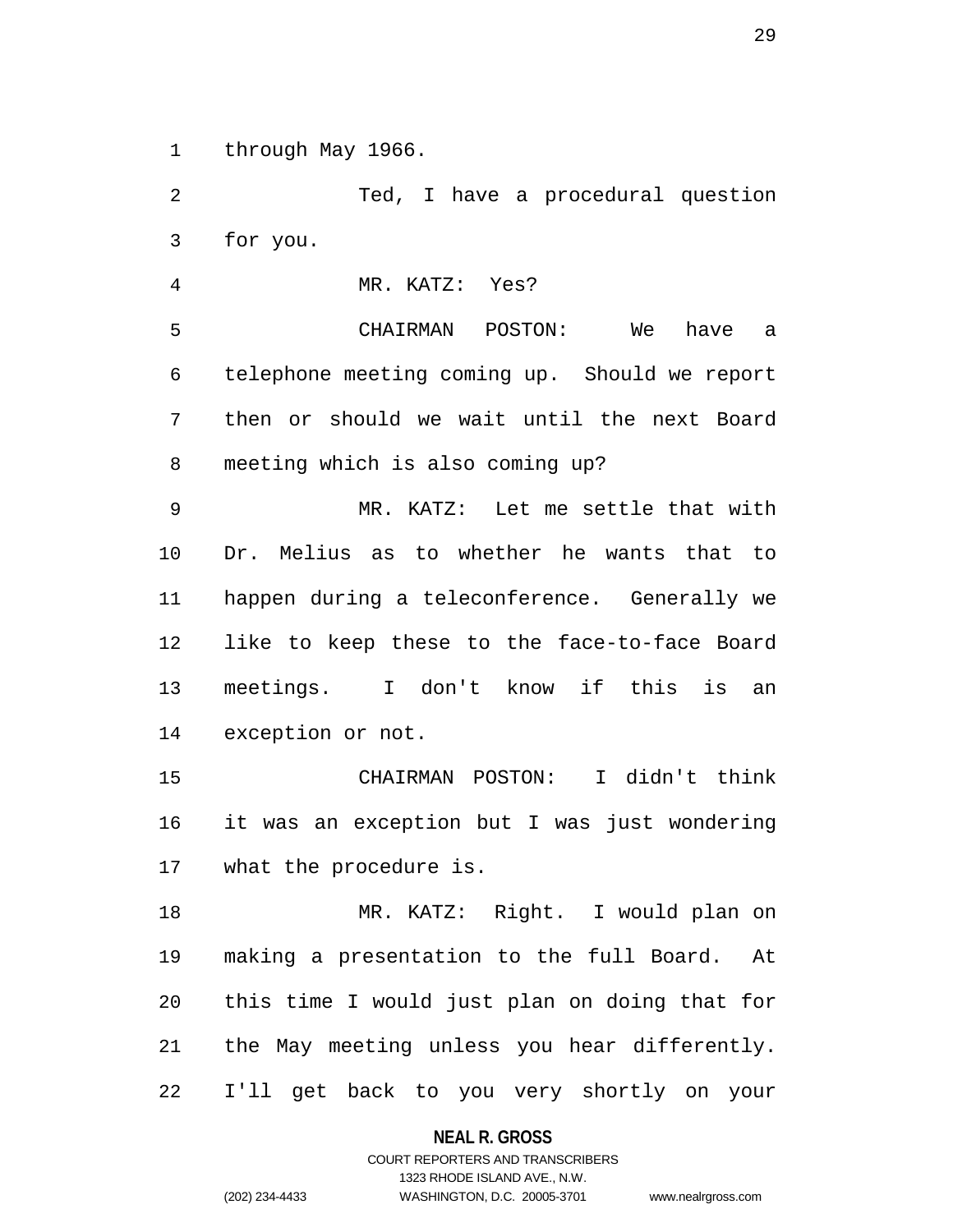through May 1966.

Ted, I have a procedural question for you.

MR. KATZ: Yes?

CHAIRMAN POSTON: We have a telephone meeting coming up. Should we report then or should we wait until the next Board meeting which is also coming up?

MR. KATZ: Let me settle that with Dr. Melius as to whether he wants that to happen during a teleconference. Generally we like to keep these to the face-to-face Board meetings. I don't know if this is an exception or not.

CHAIRMAN POSTON: I didn't think it was an exception but I was just wondering what the procedure is.

MR. KATZ: Right. I would plan on making a presentation to the full Board. At this time I would just plan on doing that for the May meeting unless you hear differently. I'll get back to you very shortly on your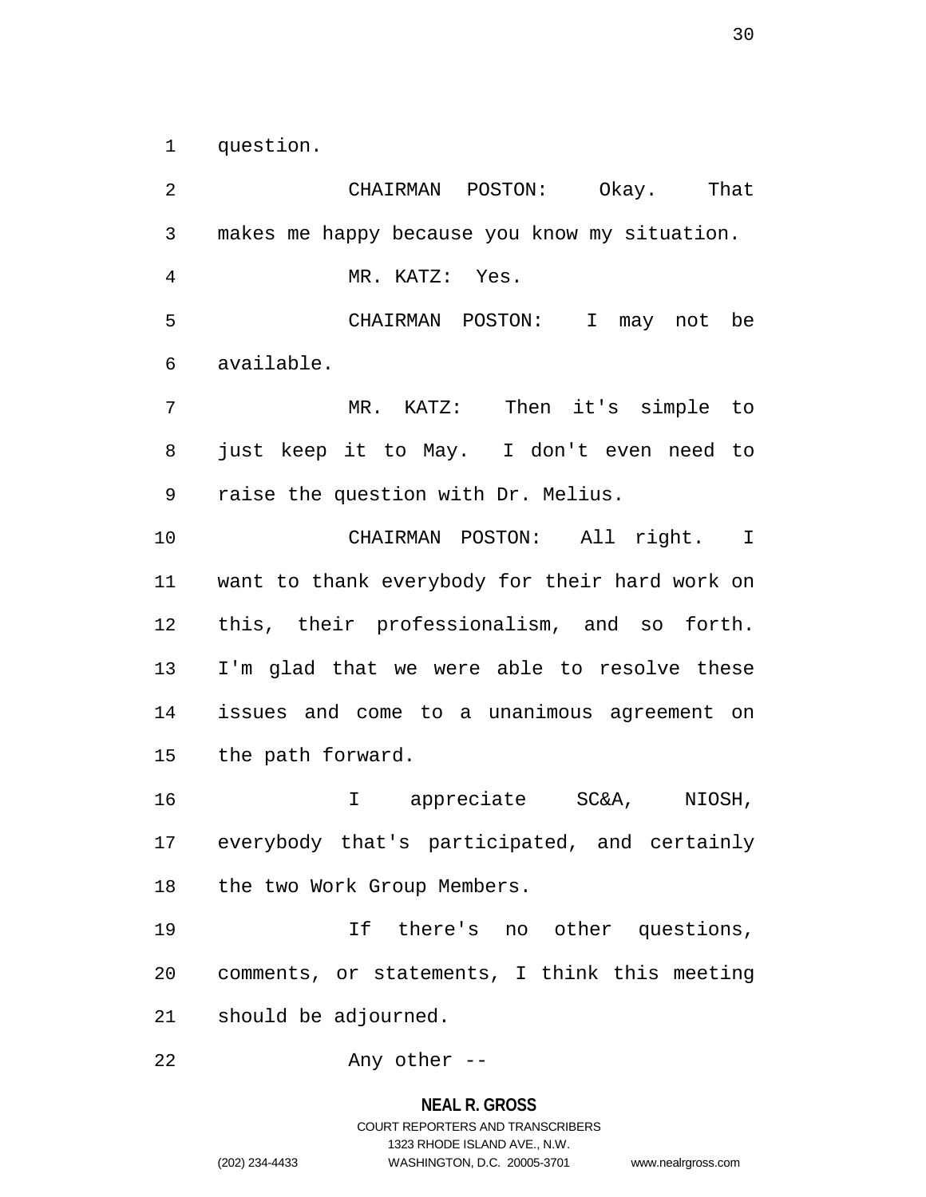question.

CHAIRMAN POSTON: Okay. That makes me happy because you know my situation.

MR. KATZ: Yes.

CHAIRMAN POSTON: I may not be available.

MR. KATZ: Then it's simple to just keep it to May. I don't even need to raise the question with Dr. Melius.

CHAIRMAN POSTON: All right. I want to thank everybody for their hard work on this, their professionalism, and so forth. I'm glad that we were able to resolve these issues and come to a unanimous agreement on the path forward.

I appreciate SC&A, NIOSH, everybody that's participated, and certainly the two Work Group Members.

If there's no other questions, comments, or statements, I think this meeting should be adjourned.

Any other --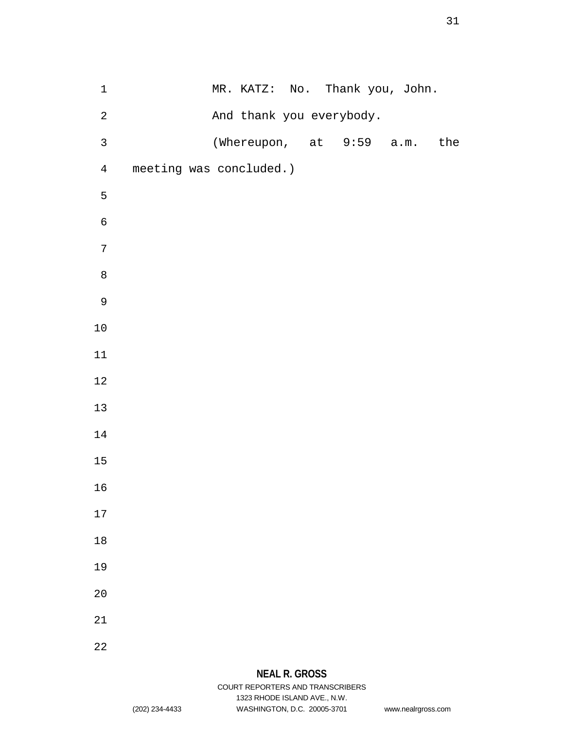MR. KATZ: No. Thank you, John.

And thank you everybody.

(Whereupon, at 9:59 a.m. the meeting was concluded.)